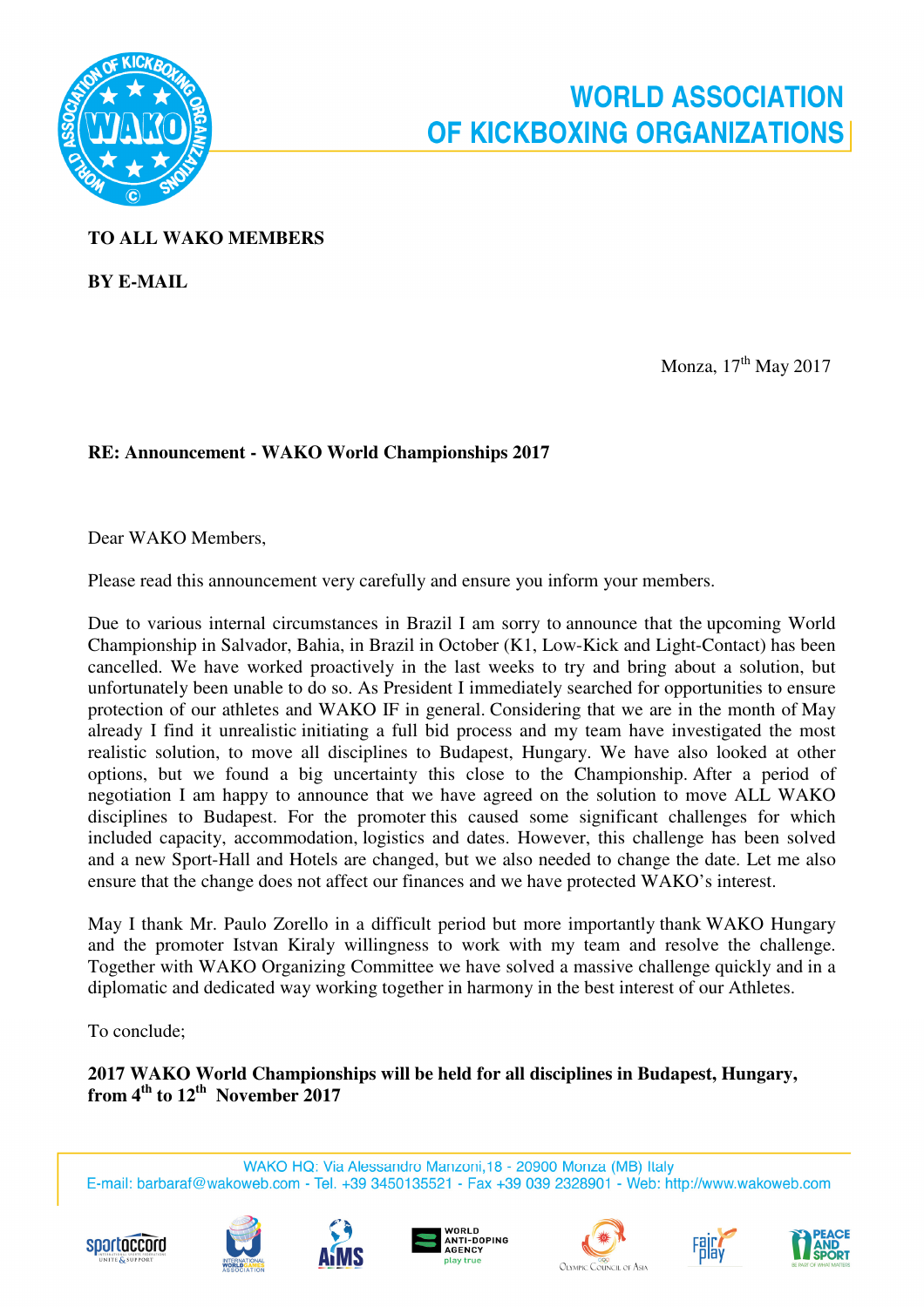# WORLD ASSOCIATION OF KICKBOXING ORGANIZATIONS

**TO ALL WAKO MEMBERS**

**BY E-MAIL**

Monza, 17th May 2017

**RE: Announcement - WAKO World Championships 2017**

Dear WAKO Members,

Please read this announcement very carefully and ensure you inform your members.

Due to various internal circumstances in Brazil I am sorry to announce that the upcoming World Championship in Salvador, Bahia, in Brazil in October (K1, Low-Kick and Light-Contact) has been cancelled. We have worked proactively in the last weeks to try and bring about a solution, but unfortunately been unable to do so. As President I immediately searched for opportunities to ensure protection of our athletes and WAKO IF in general. Considering that we are in the month of May already I find it unrealistic initiating a full bid process and my team have investigated the most realistic solution, to move all disciplines to Budapest, Hungary. We have also looked at other options, but we found a big uncertainty this close to the Championship. After a period of negotiation I am happy to announce that we have agreed on the solution to move ALL WAKO disciplines to Budapest. For the promoter this caused some significant challenges for which included capacity, accommodation, logistics and dates. However, this challenge has been solved and a new Sport-Hall and Hotels are changed, but we also needed to change the date. Let me also ensure that the change does not affect our finances and we have protected WAKO's interest.

May I thank Mr. Paulo Zorello in a difficult period but more importantly thank WAKO Hungary and the promoter Istvan Kiraly willingness to work with my team and resolve the challenge. Together with WAKO Organizing Committee we have solved a massive challenge quickly and in a diplomatic and dedicated way working together in harmony in the best interest of our Athletes.

To conclude;

**2017 WAKO World Championships will be held for all disciplines in Budapest, Hungary, from 4th to 12th November 2017**

WAKO HQ: Via Alessandro Manzoni,18 - 20900 Monza (MB) Italy
E-mail: barbaraf@wakoweb.com - Tel. +39 3450135521 - Fax +39 039 2328901 - Web: http://www.wakoweb.com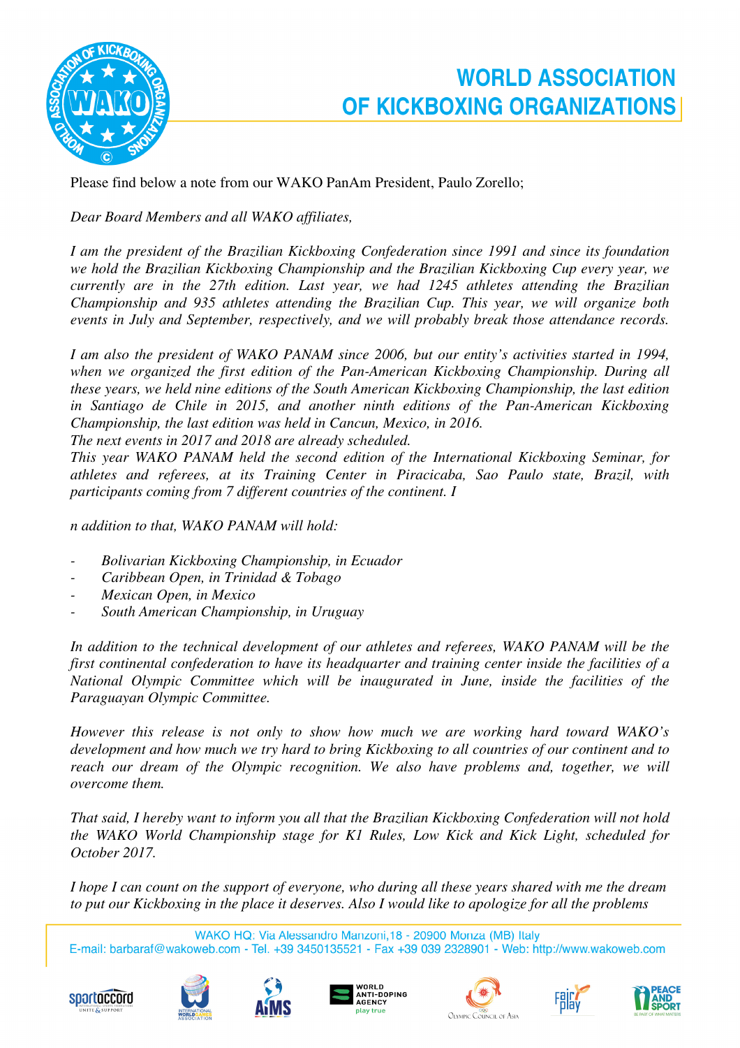Please find below a note from our WAKO PanAm President, Paulo Zorello;

*Dear Board Members and all WAKO affiliates,*

*I am the president of the Brazilian Kickboxing Confederation since 1991 and since its foundation we hold the Brazilian Kickboxing Championship and the Brazilian Kickboxing Cup every year, we currently are in the 27th edition. Last year, we had 1245 athletes attending the Brazilian Championship and 935 athletes attending the Brazilian Cup. This year, we will organize both events in July and September, respectively, and we will probably break those attendance records.*

*I am also the president of WAKO PANAM since 2006, but our entity's activities started in 1994, when we organized the first edition of the Pan-American Kickboxing Championship. During all these years, we held nine editions of the South American Kickboxing Championship, the last edition in Santiago de Chile in 2015, and another ninth editions of the Pan-American Kickboxing Championship, the last edition was held in Cancun, Mexico, in 2016.*
*The next events in 2017 and 2018 are already scheduled.*
*This year WAKO PANAM held the second edition of the International Kickboxing Seminar, for athletes and referees, at its Training Center in Piracicaba, Sao Paulo state, Brazil, with participants coming from 7 different countries of the continent. I*

*n addition to that, WAKO PANAM will hold:*

- *Bolivarian Kickboxing Championship, in Ecuador*
- *Caribbean Open, in Trinidad & Tobago*
- *Mexican Open, in Mexico*
- *South American Championship, in Uruguay*

*In addition to the technical development of our athletes and referees, WAKO PANAM will be the first continental confederation to have its headquarter and training center inside the facilities of a National Olympic Committee which will be inaugurated in June, inside the facilities of the Paraguayan Olympic Committee.*

*However this release is not only to show how much we are working hard toward WAKO's development and how much we try hard to bring Kickboxing to all countries of our continent and to reach our dream of the Olympic recognition. We also have problems and, together, we will overcome them.*

*That said, I hereby want to inform you all that the Brazilian Kickboxing Confederation will not hold the WAKO World Championship stage for K1 Rules, Low Kick and Kick Light, scheduled for October 2017.*

*I hope I can count on the support of everyone, who during all these years shared with me the dream to put our Kickboxing in the place it deserves. Also I would like to apologize for all the problems*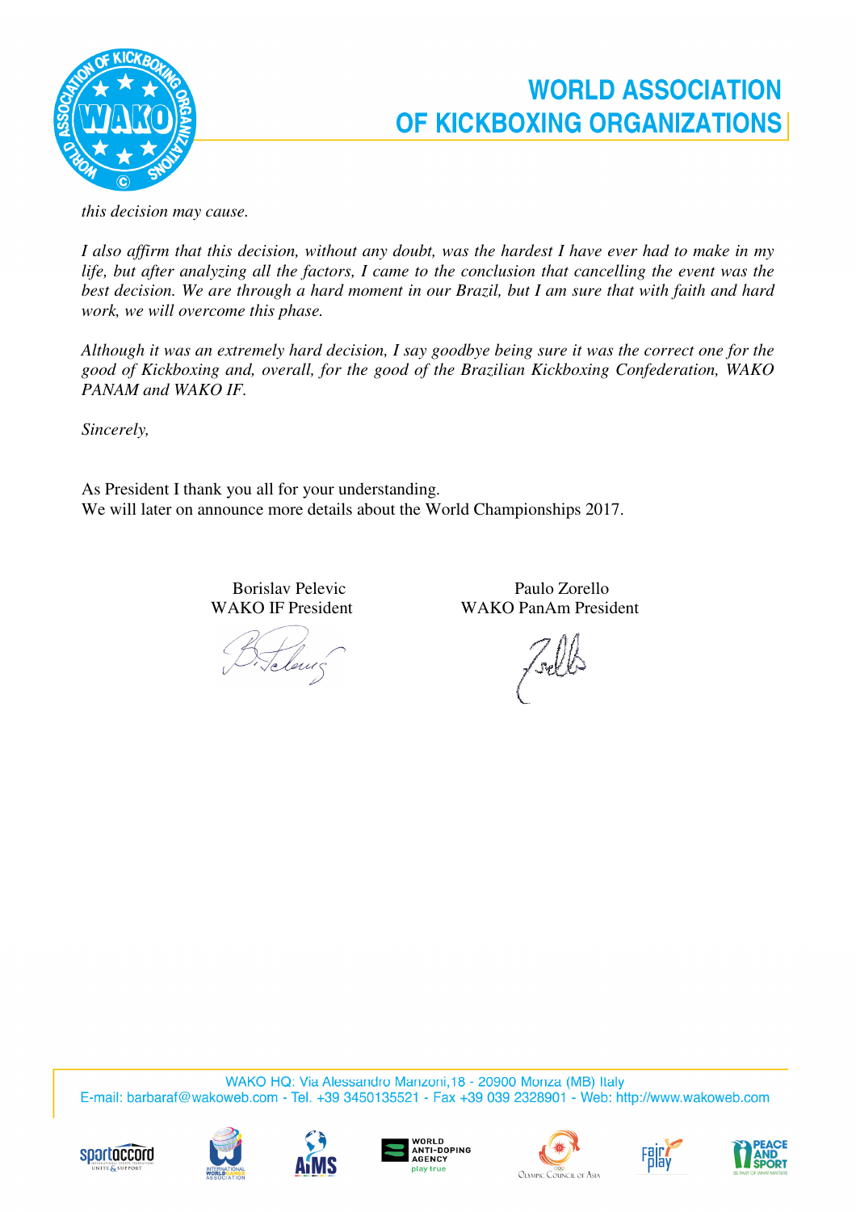*this decision may cause.*

*I also affirm that this decision, without any doubt, was the hardest I have ever had to make in my life, but after analyzing all the factors, I came to the conclusion that cancelling the event was the best decision. We are through a hard moment in our Brazil, but I am sure that with faith and hard work, we will overcome this phase.*

*Although it was an extremely hard decision, I say goodbye being sure it was the correct one for the good of Kickboxing and, overall, for the good of the Brazilian Kickboxing Confederation, WAKO PANAM and WAKO IF.*

*Sincerely,*

As President I thank you all for your understanding.
We will later on announce more details about the World Championships 2017.

Borislav Pelevic
WAKO IF President

Paulo Zorello
WAKO PanAm President